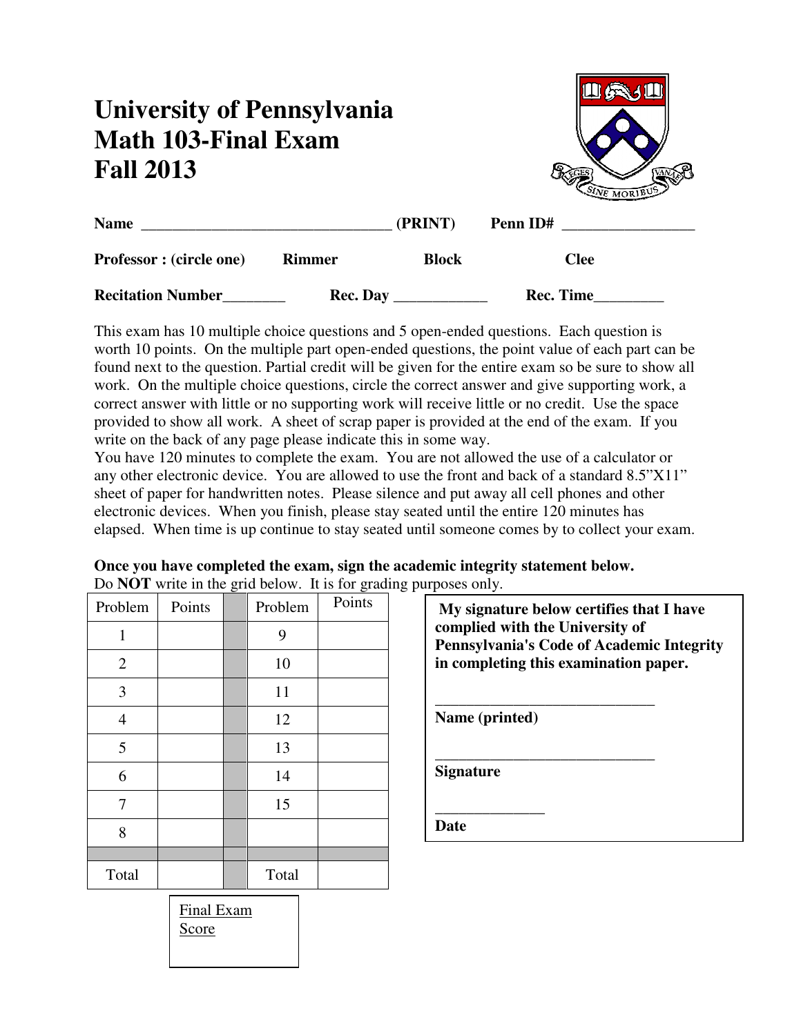# University of Pennsylvania
# Math 103-Final Exam
# Fall 2013

**Name** ________________________________ **(PRINT)** **Penn ID#** ________________

**Professor : (circle one)** **Rimmer** **Block** **Clee**

**Recitation Number**________ **Rec. Day** ____________ **Rec. Time**_________

This exam has 10 multiple choice questions and 5 open-ended questions. Each question is worth 10 points. On the multiple part open-ended questions, the point value of each part can be found next to the question. Partial credit will be given for the entire exam so be sure to show all work. On the multiple choice questions, circle the correct answer and give supporting work, a correct answer with little or no supporting work will receive little or no credit. Use the space provided to show all work. A sheet of scrap paper is provided at the end of the exam. If you write on the back of any page please indicate this in some way.
You have 120 minutes to complete the exam. You are not allowed the use of a calculator or any other electronic device. You are allowed to use the front and back of a standard 8.5"X11" sheet of paper for handwritten notes. Please silence and put away all cell phones and other electronic devices. When you finish, please stay seated until the entire 120 minutes has elapsed. When time is up continue to stay seated until someone comes by to collect your exam.

**Once you have completed the exam, sign the academic integrity statement below.**
Do **NOT** write in the grid below. It is for grading purposes only.

| Problem | Points | | Problem | Points |
|---|---|---|---|---|
| 1 | | | 9 | |
| 2 | | | 10 | |
| 3 | | | 11 | |
| 4 | | | 12 | |
| 5 | | | 13 | |
| 6 | | | 14 | |
| 7 | | | 15 | |
| 8 | | | | |
| | | | | |
| Total | | | Total | |

Final Exam Score

**My signature below certifies that I have complied with the University of Pennsylvania's Code of Academic Integrity in completing this examination paper.**

_____________________________
**Name (printed)**

_____________________________
**Signature**

______________
**Date**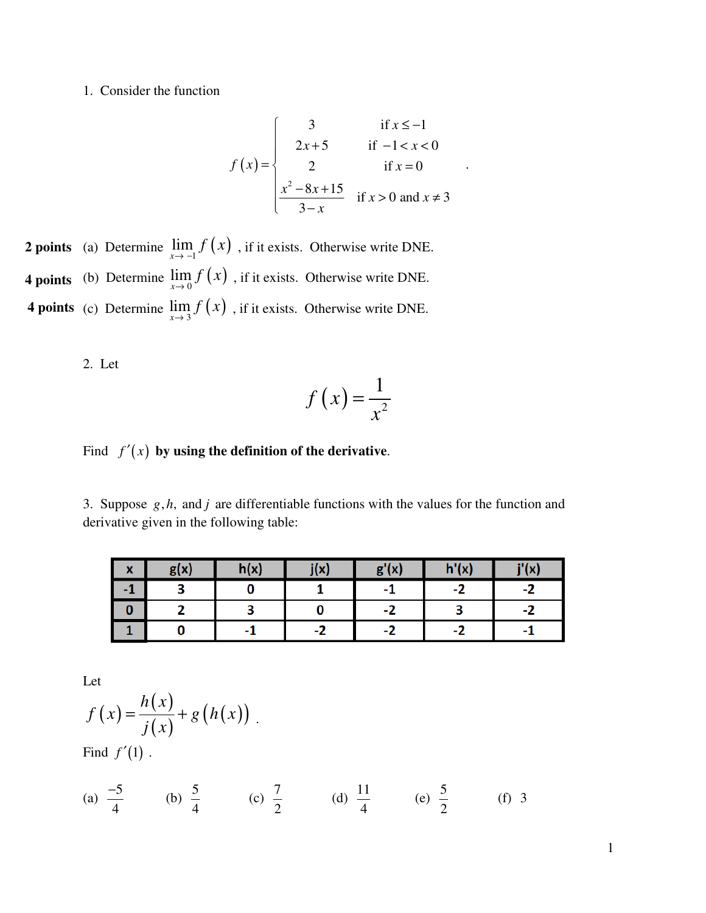1. Consider the function

$$f(x)=\begin{cases} 3 & \text{if } x \le -1 \\ 2x+5 & \text{if } -1 < x < 0 \\ 2 & \text{if } x = 0 \\ \dfrac{x^2-8x+15}{3-x} & \text{if } x > 0 \text{ and } x \ne 3 \end{cases}.$$

**2 points** (a) Determine $\lim\limits_{x\to -1} f(x)$ , if it exists. Otherwise write DNE.

**4 points** (b) Determine $\lim\limits_{x\to 0} f(x)$ , if it exists. Otherwise write DNE.

**4 points** (c) Determine $\lim\limits_{x\to 3} f(x)$ , if it exists. Otherwise write DNE.

2. Let

$$f(x)=\frac{1}{x^2}$$

Find $f'(x)$ **by using the definition of the derivative**.

3. Suppose $g, h,$ and $j$ are differentiable functions with the values for the function and derivative given in the following table:

| x | g(x) | h(x) | j(x) | g'(x) | h'(x) | j'(x) |
|---|---|---|---|---|---|---|
| -1 | 3 | 0 | 1 | -1 | -2 | -2 |
| 0 | 2 | 3 | 0 | -2 | 3 | -2 |
| 1 | 0 | -1 | -2 | -2 | -2 | -1 |

Let

$$f(x)=\frac{h(x)}{j(x)}+g(h(x)).$$

Find $f'(1)$ .

(a) $\frac{-5}{4}$ (b) $\frac{5}{4}$ (c) $\frac{7}{2}$ (d) $\frac{11}{4}$ (e) $\frac{5}{2}$ (f) 3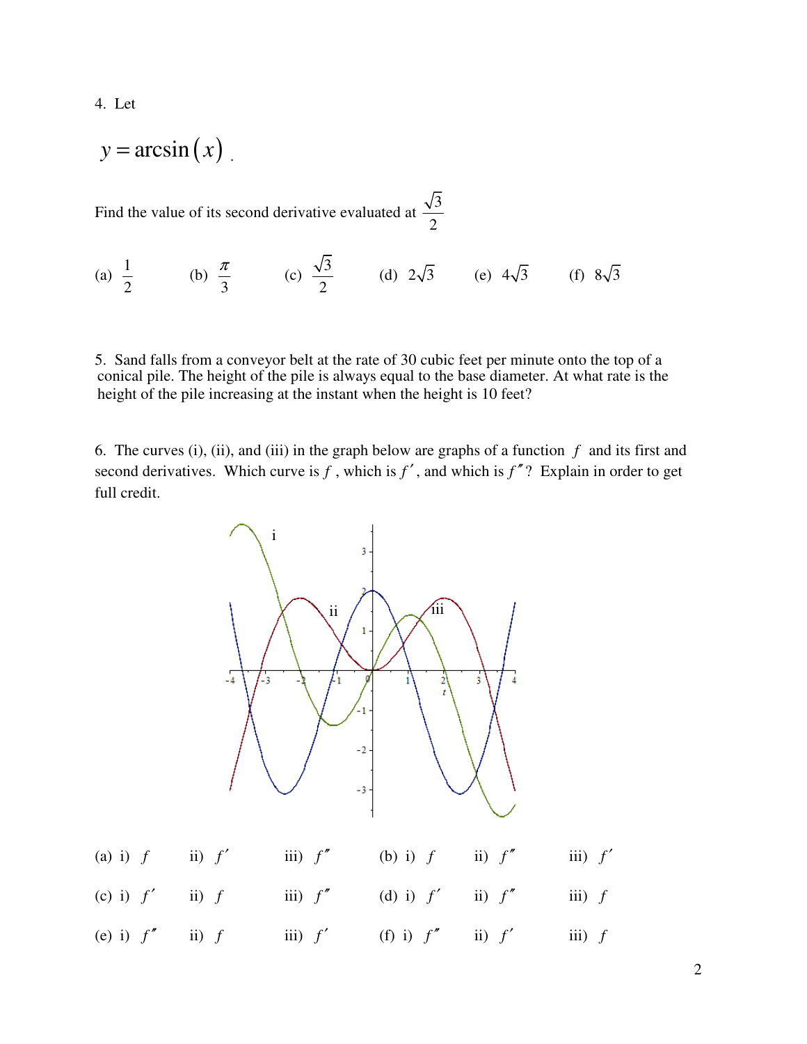4. Let

$$y = \arcsin(x).$$

Find the value of its second derivative evaluated at $\frac{\sqrt{3}}{2}$

(a) $\frac{1}{2}$ (b) $\frac{\pi}{3}$ (c) $\frac{\sqrt{3}}{2}$ (d) $2\sqrt{3}$ (e) $4\sqrt{3}$ (f) $8\sqrt{3}$

5. Sand falls from a conveyor belt at the rate of 30 cubic feet per minute onto the top of a conical pile. The height of the pile is always equal to the base diameter. At what rate is the height of the pile increasing at the instant when the height is 10 feet?

6. The curves (i), (ii), and (iii) in the graph below are graphs of a function $f$ and its first and second derivatives. Which curve is $f$, which is $f'$, and which is $f''$? Explain in order to get full credit.

(a) i) $f$ ii) $f'$ iii) $f''$ (b) i) $f$ ii) $f''$ iii) $f'$

(c) i) $f'$ ii) $f$ iii) $f''$ (d) i) $f'$ ii) $f''$ iii) $f$

(e) i) $f''$ ii) $f$ iii) $f'$ (f) i) $f''$ ii) $f'$ iii) $f$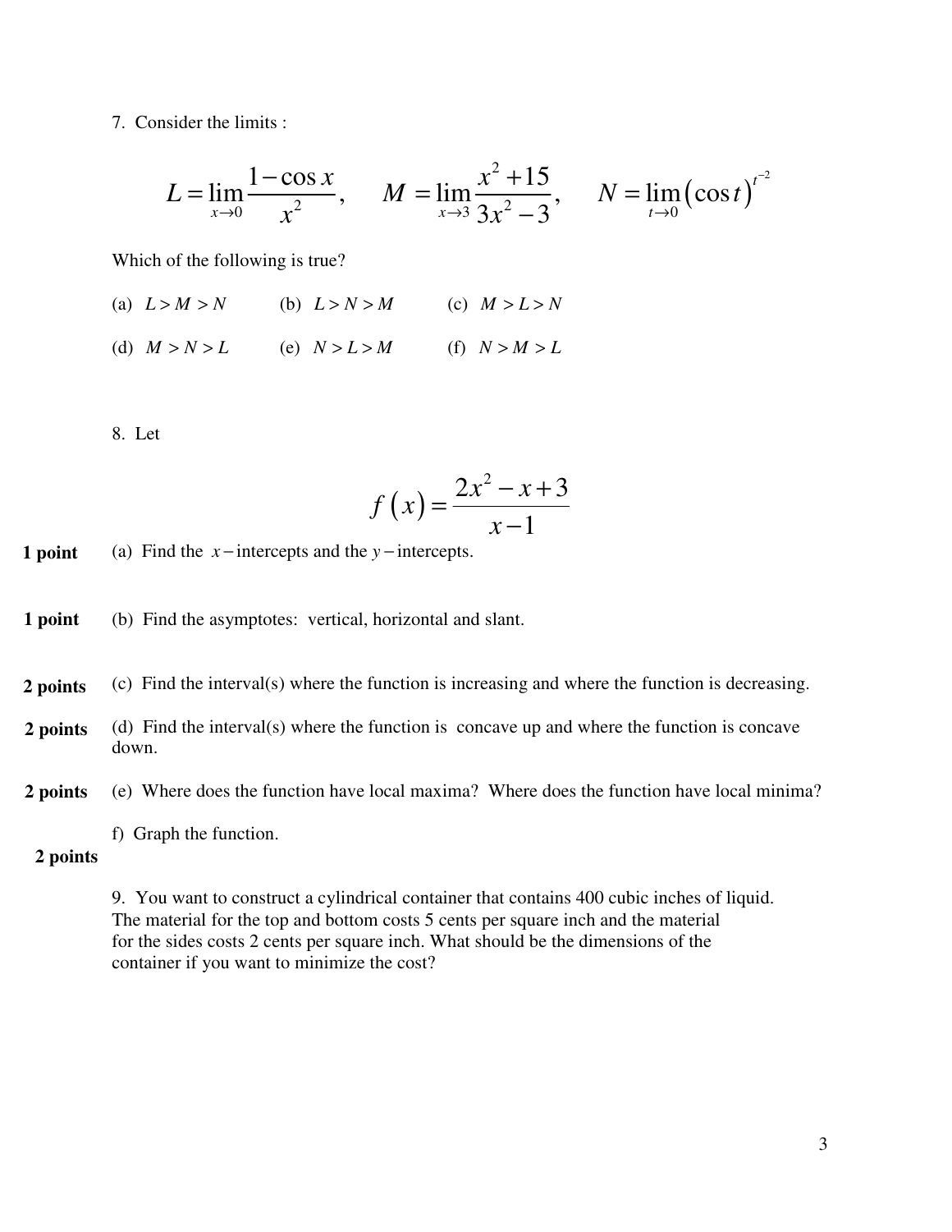7. Consider the limits :

$$L = \lim_{x \to 0} \frac{1 - \cos x}{x^2}, \qquad M = \lim_{x \to 3} \frac{x^2 + 15}{3x^2 - 3}, \qquad N = \lim_{t \to 0} (\cos t)^{t^{-2}}$$

Which of the following is true?

(a) $L > M > N$ (b) $L > N > M$ (c) $M > L > N$

(d) $M > N > L$ (e) $N > L > M$ (f) $N > M > L$

8. Let

$$f(x) = \frac{2x^2 - x + 3}{x - 1}$$

**1 point** (a) Find the $x-$intercepts and the $y-$intercepts.

**1 point** (b) Find the asymptotes: vertical, horizontal and slant.

**2 points** (c) Find the interval(s) where the function is increasing and where the function is decreasing.

**2 points** (d) Find the interval(s) where the function is concave up and where the function is concave down.

**2 points** (e) Where does the function have local maxima? Where does the function have local minima?

**2 points** f) Graph the function.

9. You want to construct a cylindrical container that contains 400 cubic inches of liquid. The material for the top and bottom costs 5 cents per square inch and the material for the sides costs 2 cents per square inch. What should be the dimensions of the container if you want to minimize the cost?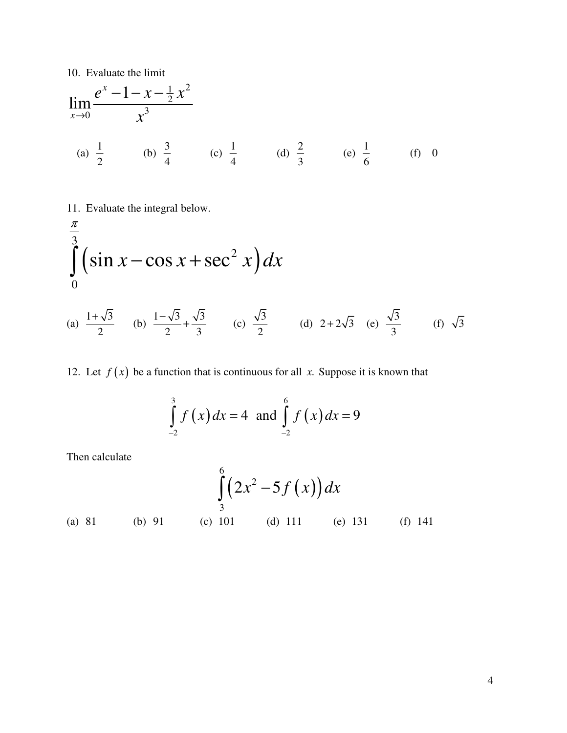10. Evaluate the limit

$$\lim_{x \to 0} \frac{e^x - 1 - x - \frac{1}{2}x^2}{x^3}$$

(a) $\frac{1}{2}$ (b) $\frac{3}{4}$ (c) $\frac{1}{4}$ (d) $\frac{2}{3}$ (e) $\frac{1}{6}$ (f) 0

11. Evaluate the integral below.

$$\int_0^{\frac{\pi}{3}} \left( \sin x - \cos x + \sec^2 x \right) dx$$

(a) $\frac{1+\sqrt{3}}{2}$ (b) $\frac{1-\sqrt{3}}{2} + \frac{\sqrt{3}}{3}$ (c) $\frac{\sqrt{3}}{2}$ (d) $2+2\sqrt{3}$ (e) $\frac{\sqrt{3}}{3}$ (f) $\sqrt{3}$

12. Let $f(x)$ be a function that is continuous for all $x$. Suppose it is known that

$$\int_{-2}^{3} f(x)\,dx = 4 \text{ and } \int_{-2}^{6} f(x)\,dx = 9$$

Then calculate

$$\int_{3}^{6} \left( 2x^2 - 5f(x) \right) dx$$

(a) 81 (b) 91 (c) 101 (d) 111 (e) 131 (f) 141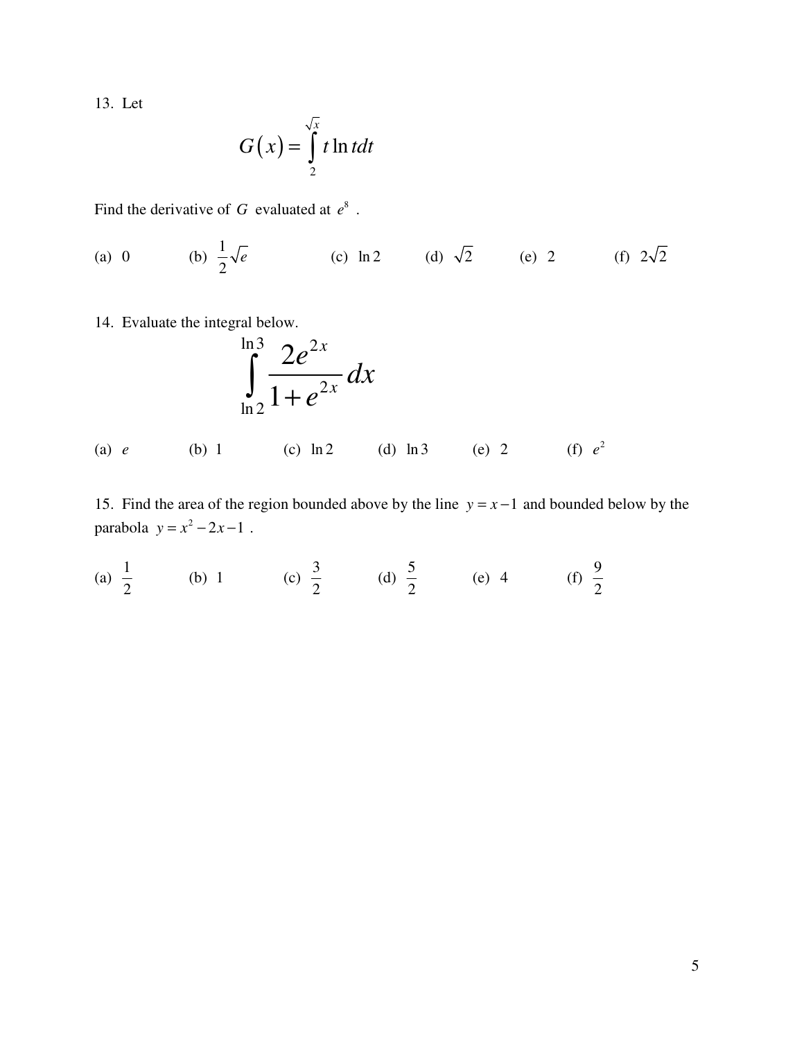13. Let

$$G(x) = \int_{2}^{\sqrt{x}} t \ln t\, dt$$

Find the derivative of $G$ evaluated at $e^8$ .

(a) $0$ (b) $\frac{1}{2}\sqrt{e}$ (c) $\ln 2$ (d) $\sqrt{2}$ (e) $2$ (f) $2\sqrt{2}$

14. Evaluate the integral below.

$$\int_{\ln 2}^{\ln 3} \frac{2e^{2x}}{1+e^{2x}}\, dx$$

(a) $e$ (b) $1$ (c) $\ln 2$ (d) $\ln 3$ (e) $2$ (f) $e^2$

15. Find the area of the region bounded above by the line $y = x - 1$ and bounded below by the parabola $y = x^2 - 2x - 1$ .

(a) $\frac{1}{2}$ (b) $1$ (c) $\frac{3}{2}$ (d) $\frac{5}{2}$ (e) $4$ (f) $\frac{9}{2}$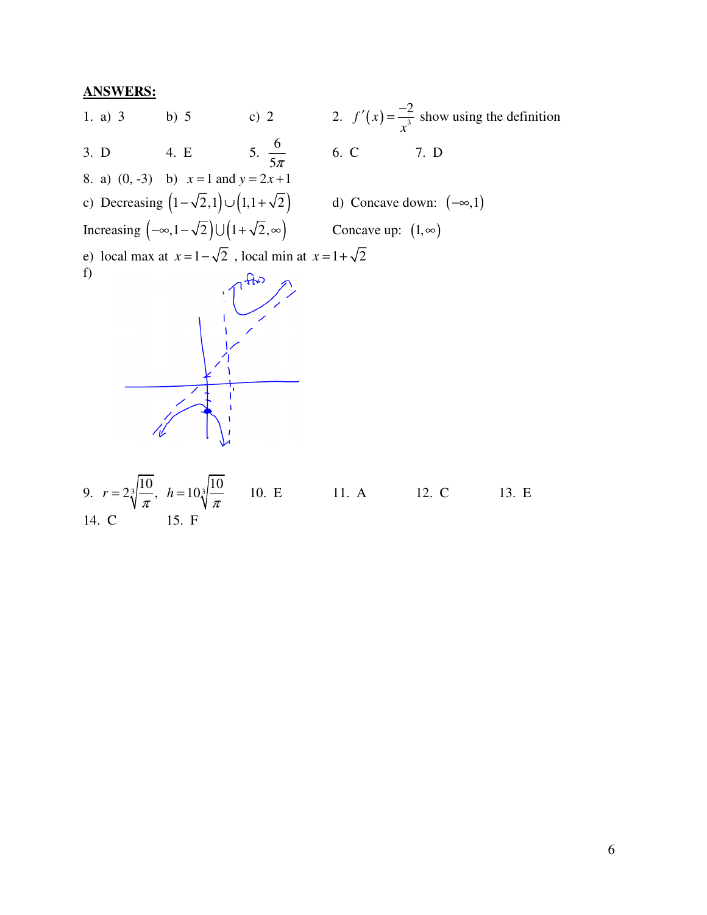**ANSWERS:**

1. a) 3 &nbsp;&nbsp;&nbsp; b) 5 &nbsp;&nbsp;&nbsp; c) 2

2. $f'(x) = \dfrac{-2}{x^3}$ show using the definition

3. D

4. E

5. $\dfrac{6}{5\pi}$

6. C

7. D

8. a) (0, -3) &nbsp;&nbsp; b) $x = 1$ and $y = 2x + 1$

c) Decreasing $\left(1-\sqrt{2},1\right) \cup \left(1,1+\sqrt{2}\right)$

Increasing $\left(-\infty,1-\sqrt{2}\right) \cup \left(1+\sqrt{2},\infty\right)$

d) Concave down: $\left(-\infty,1\right)$

Concave up: $\left(1,\infty\right)$

e) local max at $x = 1-\sqrt{2}$, local min at $x = 1+\sqrt{2}$

f)

f(x)

9. $r = 2\sqrt[3]{\dfrac{10}{\pi}}$, $h = 10\sqrt[3]{\dfrac{10}{\pi}}$

10. E

11. A

12. C

13. E

14. C

15. F